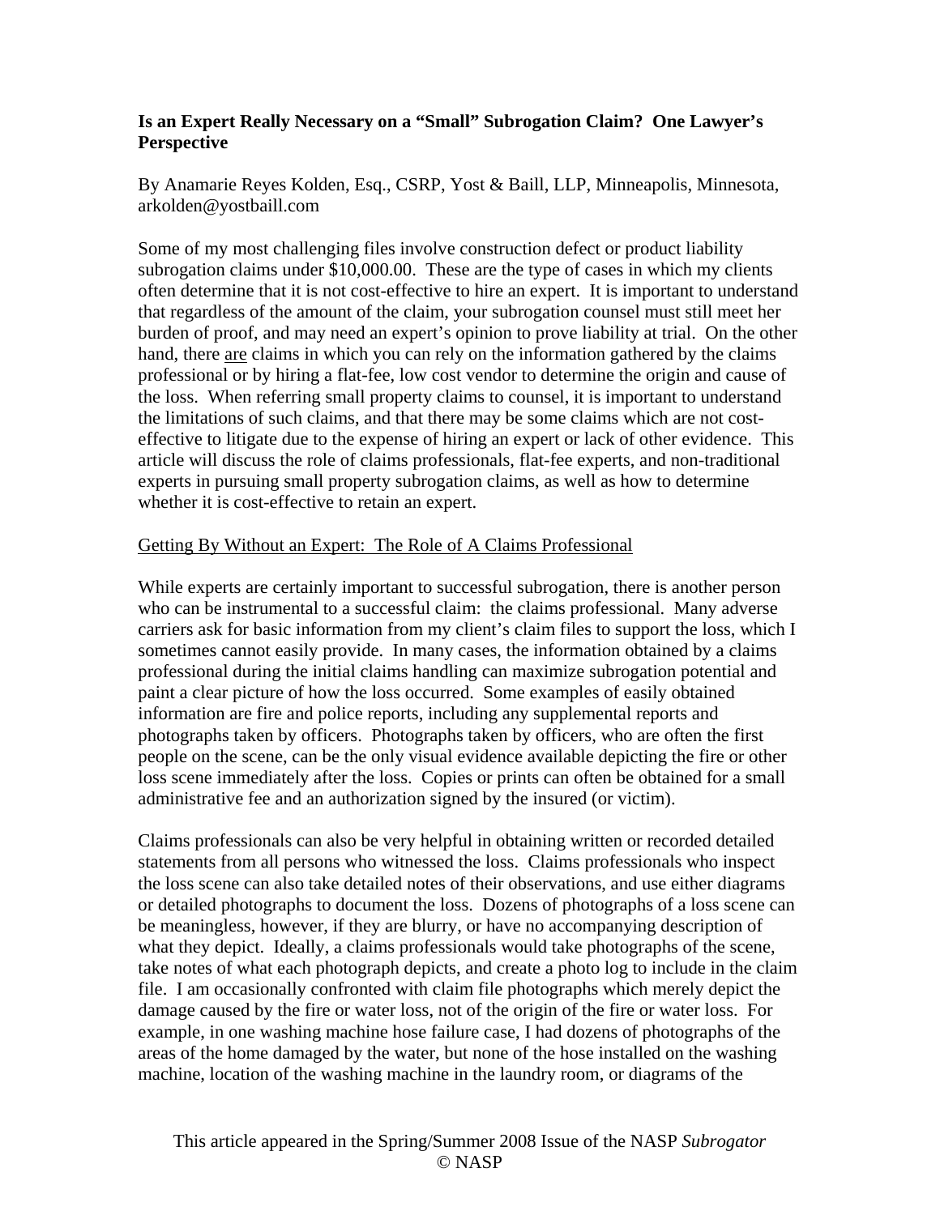**Is an Expert Really Necessary on a "Small" Subrogation Claim? One Lawyer's Perspective**

By Anamarie Reyes Kolden, Esq., CSRP, Yost & Baill, LLP, Minneapolis, Minnesota, arkolden@yostbaill.com

Some of my most challenging files involve construction defect or product liability subrogation claims under $10,000.00. These are the type of cases in which my clients often determine that it is not cost-effective to hire an expert. It is important to understand that regardless of the amount of the claim, your subrogation counsel must still meet her burden of proof, and may need an expert's opinion to prove liability at trial. On the other hand, there <u>are</u> claims in which you can rely on the information gathered by the claims professional or by hiring a flat-fee, low cost vendor to determine the origin and cause of the loss. When referring small property claims to counsel, it is important to understand the limitations of such claims, and that there may be some claims which are not cost-effective to litigate due to the expense of hiring an expert or lack of other evidence. This article will discuss the role of claims professionals, flat-fee experts, and non-traditional experts in pursuing small property subrogation claims, as well as how to determine whether it is cost-effective to retain an expert.

<u>Getting By Without an Expert: The Role of A Claims Professional</u>

While experts are certainly important to successful subrogation, there is another person who can be instrumental to a successful claim: the claims professional. Many adverse carriers ask for basic information from my client's claim files to support the loss, which I sometimes cannot easily provide. In many cases, the information obtained by a claims professional during the initial claims handling can maximize subrogation potential and paint a clear picture of how the loss occurred. Some examples of easily obtained information are fire and police reports, including any supplemental reports and photographs taken by officers. Photographs taken by officers, who are often the first people on the scene, can be the only visual evidence available depicting the fire or other loss scene immediately after the loss. Copies or prints can often be obtained for a small administrative fee and an authorization signed by the insured (or victim).

Claims professionals can also be very helpful in obtaining written or recorded detailed statements from all persons who witnessed the loss. Claims professionals who inspect the loss scene can also take detailed notes of their observations, and use either diagrams or detailed photographs to document the loss. Dozens of photographs of a loss scene can be meaningless, however, if they are blurry, or have no accompanying description of what they depict. Ideally, a claims professionals would take photographs of the scene, take notes of what each photograph depicts, and create a photo log to include in the claim file. I am occasionally confronted with claim file photographs which merely depict the damage caused by the fire or water loss, not of the origin of the fire or water loss. For example, in one washing machine hose failure case, I had dozens of photographs of the areas of the home damaged by the water, but none of the hose installed on the washing machine, location of the washing machine in the laundry room, or diagrams of the

This article appeared in the Spring/Summer 2008 Issue of the NASP *Subrogator*
© NASP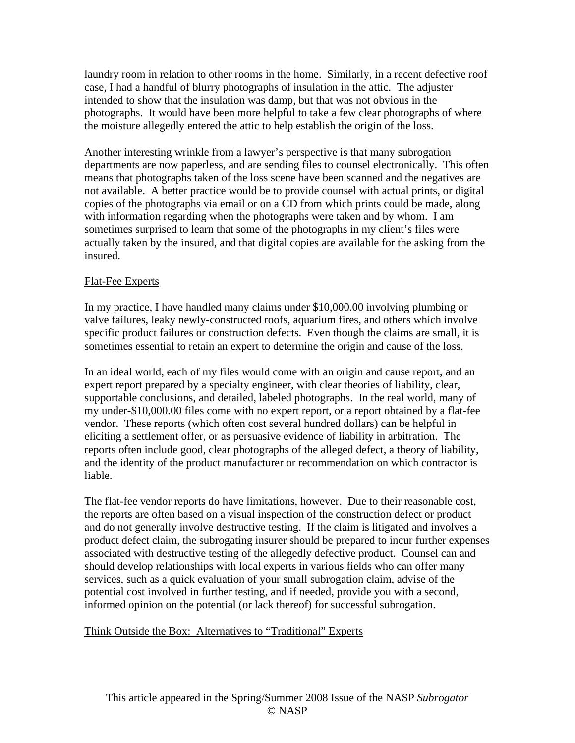laundry room in relation to other rooms in the home. Similarly, in a recent defective roof case, I had a handful of blurry photographs of insulation in the attic. The adjuster intended to show that the insulation was damp, but that was not obvious in the photographs. It would have been more helpful to take a few clear photographs of where the moisture allegedly entered the attic to help establish the origin of the loss.

Another interesting wrinkle from a lawyer's perspective is that many subrogation departments are now paperless, and are sending files to counsel electronically. This often means that photographs taken of the loss scene have been scanned and the negatives are not available. A better practice would be to provide counsel with actual prints, or digital copies of the photographs via email or on a CD from which prints could be made, along with information regarding when the photographs were taken and by whom. I am sometimes surprised to learn that some of the photographs in my client's files were actually taken by the insured, and that digital copies are available for the asking from the insured.

<u>Flat-Fee Experts</u>

In my practice, I have handled many claims under $10,000.00 involving plumbing or valve failures, leaky newly-constructed roofs, aquarium fires, and others which involve specific product failures or construction defects. Even though the claims are small, it is sometimes essential to retain an expert to determine the origin and cause of the loss.

In an ideal world, each of my files would come with an origin and cause report, and an expert report prepared by a specialty engineer, with clear theories of liability, clear, supportable conclusions, and detailed, labeled photographs. In the real world, many of my under-$10,000.00 files come with no expert report, or a report obtained by a flat-fee vendor. These reports (which often cost several hundred dollars) can be helpful in eliciting a settlement offer, or as persuasive evidence of liability in arbitration. The reports often include good, clear photographs of the alleged defect, a theory of liability, and the identity of the product manufacturer or recommendation on which contractor is liable.

The flat-fee vendor reports do have limitations, however. Due to their reasonable cost, the reports are often based on a visual inspection of the construction defect or product and do not generally involve destructive testing. If the claim is litigated and involves a product defect claim, the subrogating insurer should be prepared to incur further expenses associated with destructive testing of the allegedly defective product. Counsel can and should develop relationships with local experts in various fields who can offer many services, such as a quick evaluation of your small subrogation claim, advise of the potential cost involved in further testing, and if needed, provide you with a second, informed opinion on the potential (or lack thereof) for successful subrogation.

<u>Think Outside the Box: Alternatives to "Traditional" Experts</u>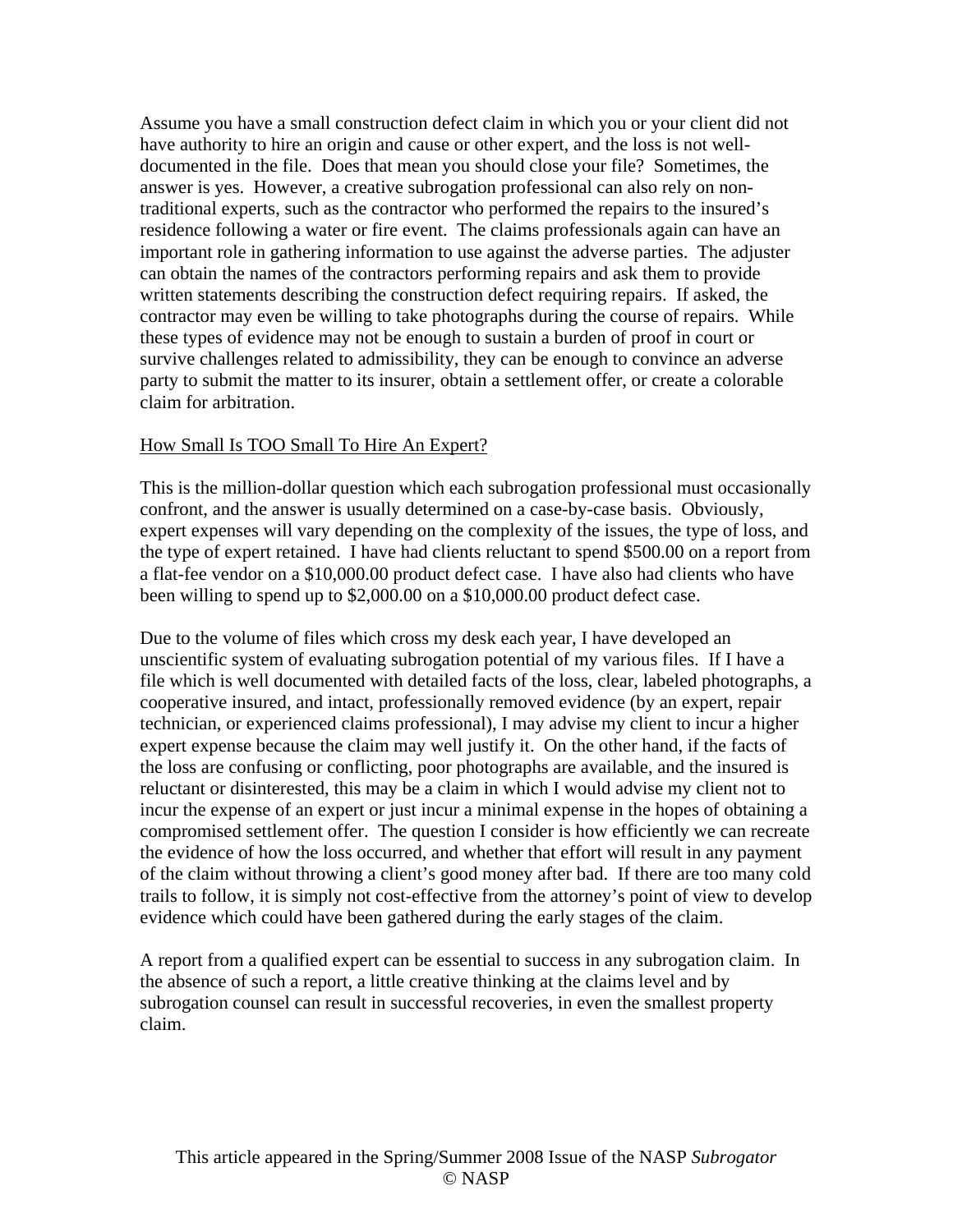Assume you have a small construction defect claim in which you or your client did not have authority to hire an origin and cause or other expert, and the loss is not well-documented in the file. Does that mean you should close your file? Sometimes, the answer is yes. However, a creative subrogation professional can also rely on non-traditional experts, such as the contractor who performed the repairs to the insured's residence following a water or fire event. The claims professionals again can have an important role in gathering information to use against the adverse parties. The adjuster can obtain the names of the contractors performing repairs and ask them to provide written statements describing the construction defect requiring repairs. If asked, the contractor may even be willing to take photographs during the course of repairs. While these types of evidence may not be enough to sustain a burden of proof in court or survive challenges related to admissibility, they can be enough to convince an adverse party to submit the matter to its insurer, obtain a settlement offer, or create a colorable claim for arbitration.

<u>How Small Is TOO Small To Hire An Expert?</u>

This is the million-dollar question which each subrogation professional must occasionally confront, and the answer is usually determined on a case-by-case basis. Obviously, expert expenses will vary depending on the complexity of the issues, the type of loss, and the type of expert retained. I have had clients reluctant to spend $500.00 on a report from a flat-fee vendor on a $10,000.00 product defect case. I have also had clients who have been willing to spend up to $2,000.00 on a $10,000.00 product defect case.

Due to the volume of files which cross my desk each year, I have developed an unscientific system of evaluating subrogation potential of my various files. If I have a file which is well documented with detailed facts of the loss, clear, labeled photographs, a cooperative insured, and intact, professionally removed evidence (by an expert, repair technician, or experienced claims professional), I may advise my client to incur a higher expert expense because the claim may well justify it. On the other hand, if the facts of the loss are confusing or conflicting, poor photographs are available, and the insured is reluctant or disinterested, this may be a claim in which I would advise my client not to incur the expense of an expert or just incur a minimal expense in the hopes of obtaining a compromised settlement offer. The question I consider is how efficiently we can recreate the evidence of how the loss occurred, and whether that effort will result in any payment of the claim without throwing a client's good money after bad. If there are too many cold trails to follow, it is simply not cost-effective from the attorney's point of view to develop evidence which could have been gathered during the early stages of the claim.

A report from a qualified expert can be essential to success in any subrogation claim. In the absence of such a report, a little creative thinking at the claims level and by subrogation counsel can result in successful recoveries, in even the smallest property claim.

This article appeared in the Spring/Summer 2008 Issue of the NASP *Subrogator*
© NASP